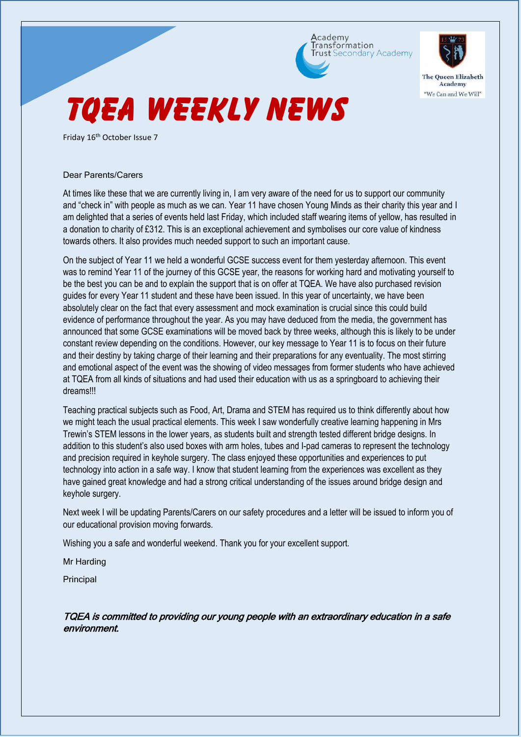# TQEA WEEKLY NEWS

Friday 16th October Issue 7

Dear Parents/Carers

At times like these that we are currently living in, I am very aware of the need for us to support our community and "check in" with people as much as we can. Year 11 have chosen Young Minds as their charity this year and I am delighted that a series of events held last Friday, which included staff wearing items of yellow, has resulted in a donation to charity of £312. This is an exceptional achievement and symbolises our core value of kindness towards others. It also provides much needed support to such an important cause.

On the subject of Year 11 we held a wonderful GCSE success event for them yesterday afternoon. This event was to remind Year 11 of the journey of this GCSE year, the reasons for working hard and motivating yourself to be the best you can be and to explain the support that is on offer at TQEA. We have also purchased revision guides for every Year 11 student and these have been issued. In this year of uncertainty, we have been absolutely clear on the fact that every assessment and mock examination is crucial since this could build evidence of performance throughout the year. As you may have deduced from the media, the government has announced that some GCSE examinations will be moved back by three weeks, although this is likely to be under constant review depending on the conditions. However, our key message to Year 11 is to focus on their future and their destiny by taking charge of their learning and their preparations for any eventuality. The most stirring and emotional aspect of the event was the showing of video messages from former students who have achieved at TQEA from all kinds of situations and had used their education with us as a springboard to achieving their dreams!!!

Teaching practical subjects such as Food, Art, Drama and STEM has required us to think differently about how we might teach the usual practical elements. This week I saw wonderfully creative learning happening in Mrs Trewin's STEM lessons in the lower years, as students built and strength tested different bridge designs. In addition to this student's also used boxes with arm holes, tubes and I-pad cameras to represent the technology and precision required in keyhole surgery. The class enjoyed these opportunities and experiences to put technology into action in a safe way. I know that student learning from the experiences was excellent as they have gained great knowledge and had a strong critical understanding of the issues around bridge design and keyhole surgery.

Next week I will be updating Parents/Carers on our safety procedures and a letter will be issued to inform you of our educational provision moving forwards.

Wishing you a safe and wonderful weekend. Thank you for your excellent support.

Mr Harding

Principal

***TQEA is committed to providing our young people with an extraordinary education in a safe environment.***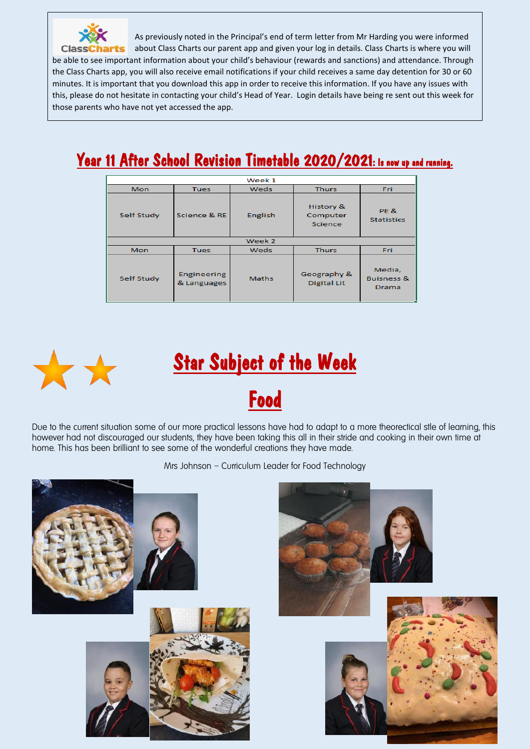As previously noted in the Principal's end of term letter from Mr Harding you were informed about Class Charts our parent app and given your log in details. Class Charts is where you will be able to see important information about your child's behaviour (rewards and sanctions) and attendance. Through the Class Charts app, you will also receive email notifications if your child receives a same day detention for 30 or 60 minutes. It is important that you download this app in order to receive this information. If you have any issues with this, please do not hesitate in contacting your child's Head of Year. Login details have being re sent out this week for those parents who have not yet accessed the app.

## Year 11 After School Revision Timetable 2020/2021: Is now up and running.

| Week 1 | | | | |
|---|---|---|---|---|
| Mon | Tues | Weds | Thurs | Fri |
| Self Study | Science & RE | English | History & Computer Science | PE & Statistics |
| **Week 2** | | | | |
| Mon | Tues | Weds | Thurs | Fri |
| Self Study | Engineering & Languages | Maths | Geography & Digital Lit | Media, Buisness & Drama |

# Star Subject of the Week

# Food

Due to the current situation some of our more practical lessons have had to adapt to a more theorectical stle of learning, this however had not discouraged our students, they have been taking this all in their stride and cooking in their own time at home. This has been brilliant to see some of the wonderful creations they have made.

Mrs Johnson – Curriculum Leader for Food Technology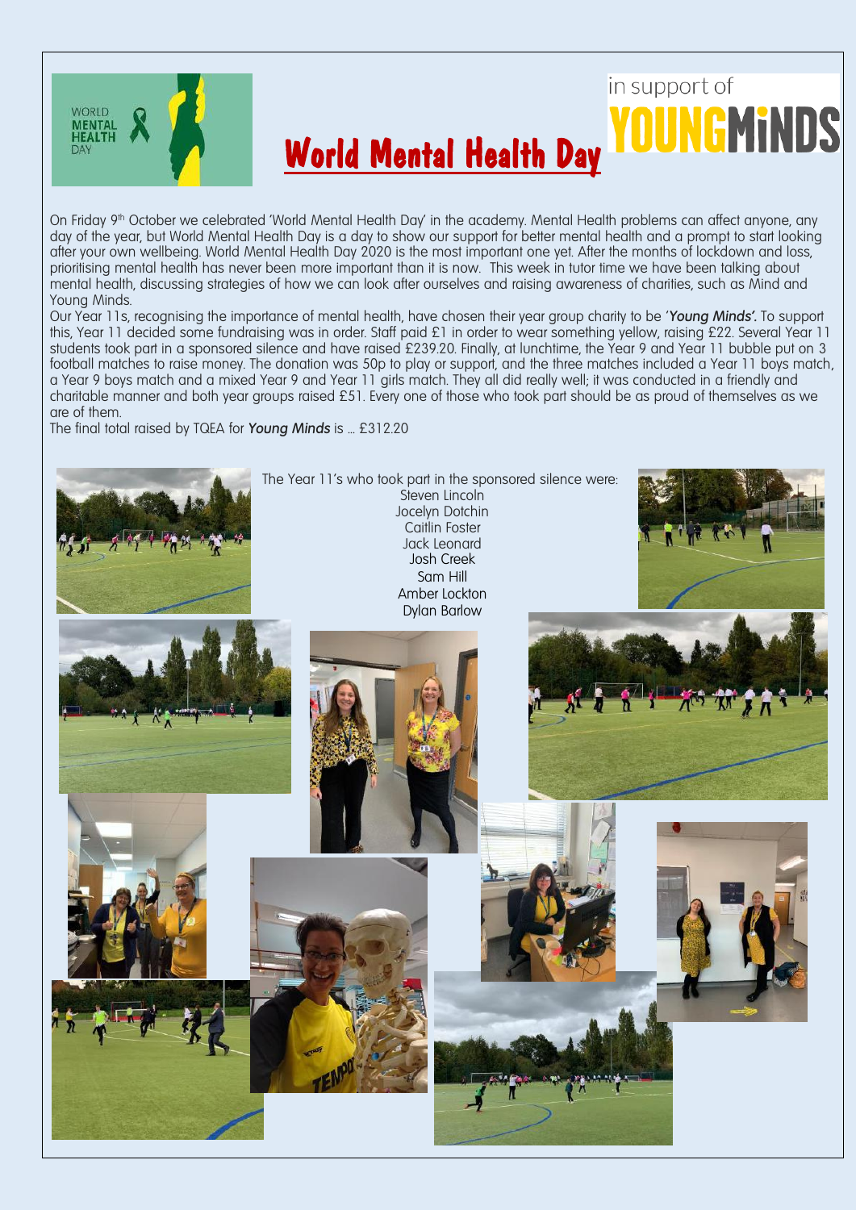# World Mental Health Day

in support of YOUNGMINDS

On Friday 9th October we celebrated 'World Mental Health Day' in the academy. Mental Health problems can affect anyone, any day of the year, but World Mental Health Day is a day to show our support for better mental health and a prompt to start looking after your own wellbeing. World Mental Health Day 2020 is the most important one yet. After the months of lockdown and loss, prioritising mental health has never been more important than it is now. This week in tutor time we have been talking about mental health, discussing strategies of how we can look after ourselves and raising awareness of charities, such as Mind and Young Minds.

Our Year 11s, recognising the importance of mental health, have chosen their year group charity to be '***Young Minds'***. To support this, Year 11 decided some fundraising was in order. Staff paid £1 in order to wear something yellow, raising £22. Several Year 11 students took part in a sponsored silence and have raised £239.20. Finally, at lunchtime, the Year 9 and Year 11 bubble put on 3 football matches to raise money. The donation was 50p to play or support, and the three matches included a Year 11 boys match, a Year 9 boys match and a mixed Year 9 and Year 11 girls match. They all did really well; it was conducted in a friendly and charitable manner and both year groups raised £51. Every one of those who took part should be as proud of themselves as we are of them.

The final total raised by TQEA for ***Young Minds*** is … £312.20

The Year 11's who took part in the sponsored silence were:

Steven Lincoln
Jocelyn Dotchin
Caitlin Foster
Jack Leonard
Josh Creek
Sam Hill
Amber Lockton
Dylan Barlow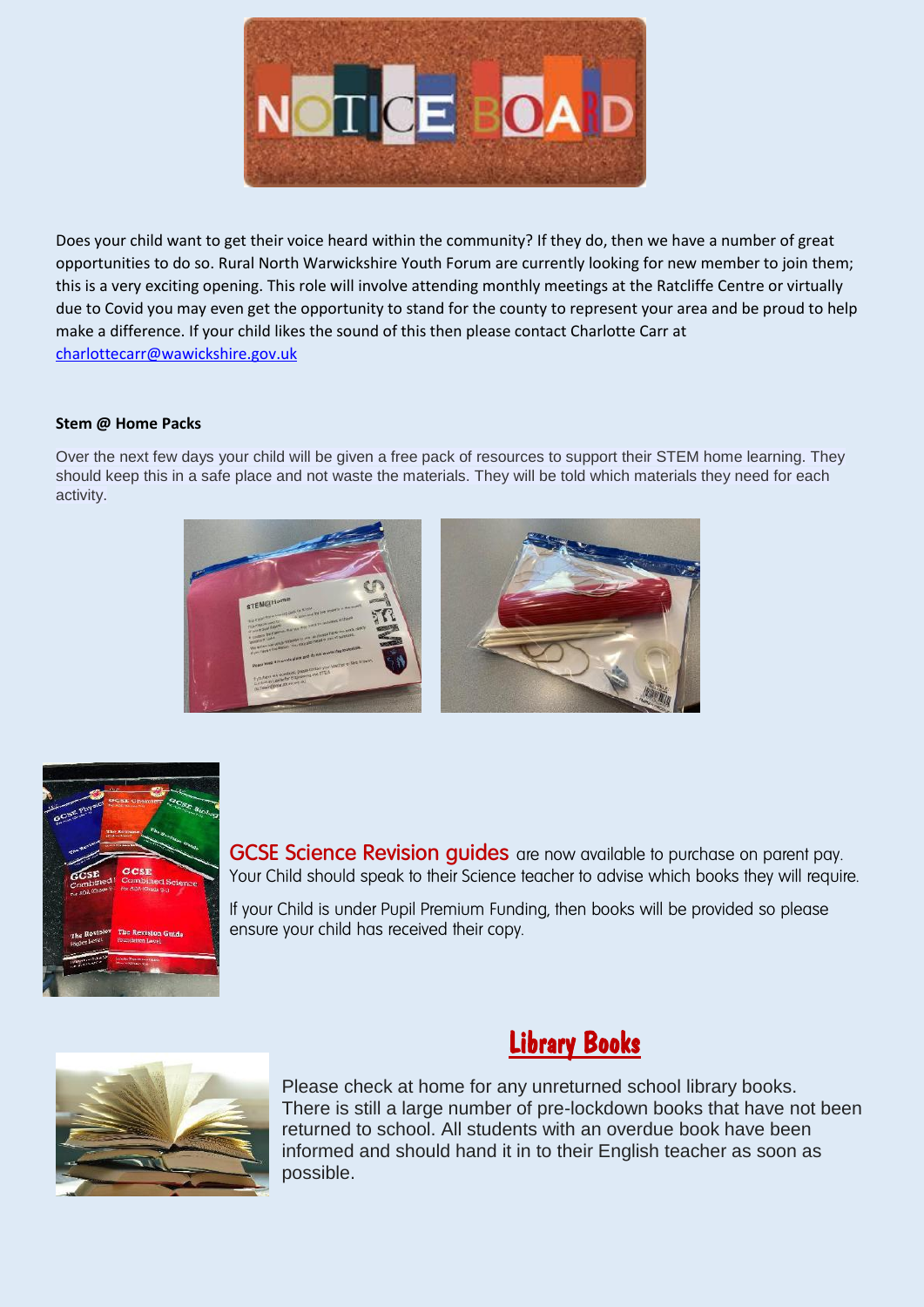# NOTICE BOARD

Does your child want to get their voice heard within the community? If they do, then we have a number of great opportunities to do so. Rural North Warwickshire Youth Forum are currently looking for new member to join them; this is a very exciting opening. This role will involve attending monthly meetings at the Ratcliffe Centre or virtually due to Covid you may even get the opportunity to stand for the county to represent your area and be proud to help make a difference. If your child likes the sound of this then please contact Charlotte Carr at [charlottecarr@wawickshire.gov.uk](mailto:charlottecarr@wawickshire.gov.uk)

**Stem @ Home Packs**

Over the next few days your child will be given a free pack of resources to support their STEM home learning. They should keep this in a safe place and not waste the materials. They will be told which materials they need for each activity.

**GCSE Science Revision guides** are now available to purchase on parent pay. Your Child should speak to their Science teacher to advise which books they will require.

If your Child is under Pupil Premium Funding, then books will be provided so please ensure your child has received their copy.

## Library Books

Please check at home for any unreturned school library books. There is still a large number of pre-lockdown books that have not been returned to school. All students with an overdue book have been informed and should hand it in to their English teacher as soon as possible.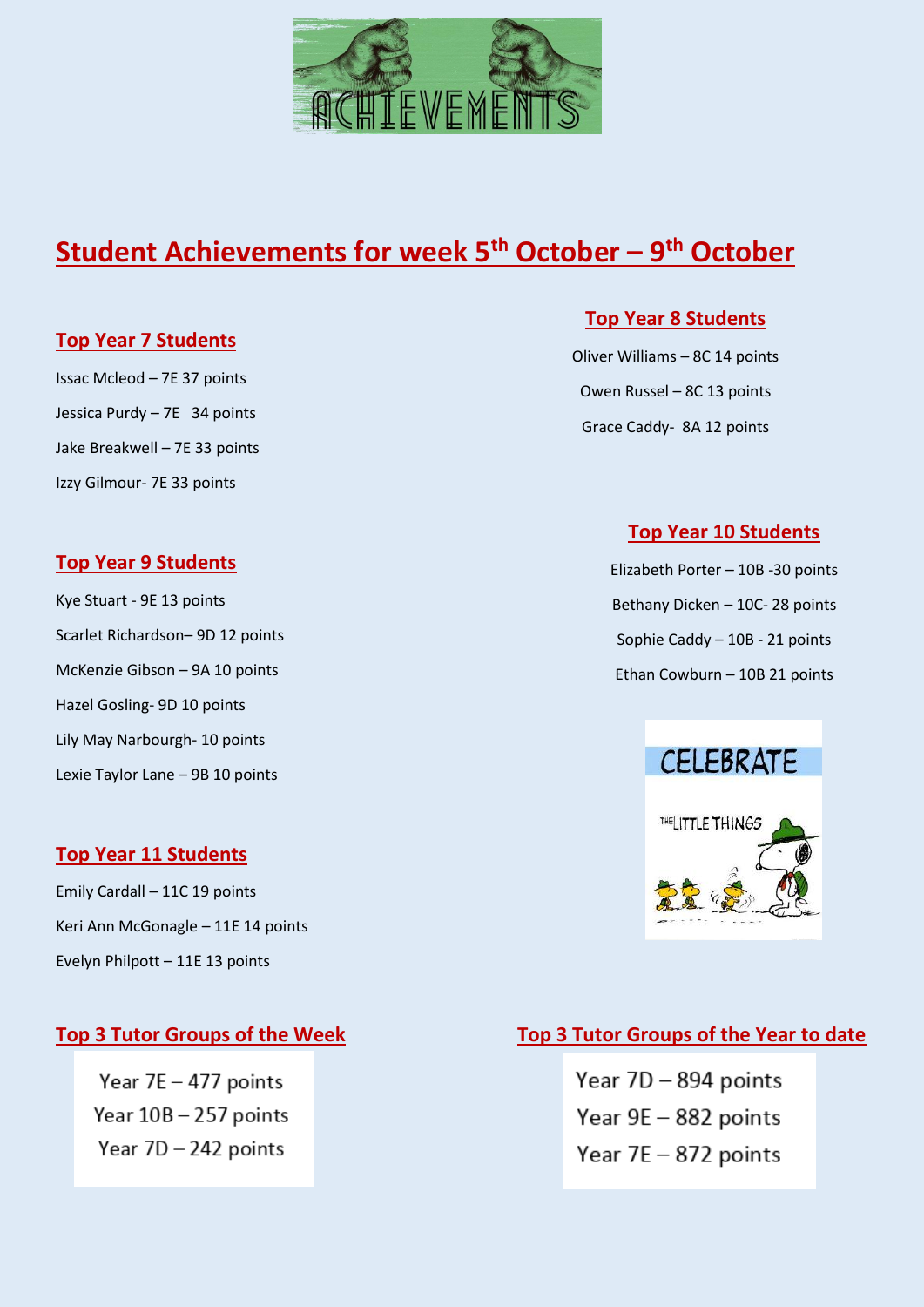# Student Achievements for week 5th October – 9th October

## Top Year 7 Students

Issac Mcleod – 7E 37 points

Jessica Purdy – 7E 34 points

Jake Breakwell – 7E 33 points

Izzy Gilmour- 7E 33 points

## Top Year 8 Students

Oliver Williams – 8C 14 points

Owen Russel – 8C 13 points

Grace Caddy- 8A 12 points

## Top Year 9 Students

Kye Stuart - 9E 13 points

Scarlet Richardson– 9D 12 points

McKenzie Gibson – 9A 10 points

Hazel Gosling- 9D 10 points

Lily May Narbourgh- 10 points

Lexie Taylor Lane – 9B 10 points

## Top Year 10 Students

Elizabeth Porter – 10B -30 points

Bethany Dicken – 10C- 28 points

Sophie Caddy – 10B - 21 points

Ethan Cowburn – 10B 21 points

## Top Year 11 Students

Emily Cardall – 11C 19 points

Keri Ann McGonagle – 11E 14 points

Evelyn Philpott – 11E 13 points

## Top 3 Tutor Groups of the Week

Year 7E – 477 points

Year 10B – 257 points

Year 7D – 242 points

## Top 3 Tutor Groups of the Year to date

Year 7D – 894 points

Year 9E – 882 points

Year 7E – 872 points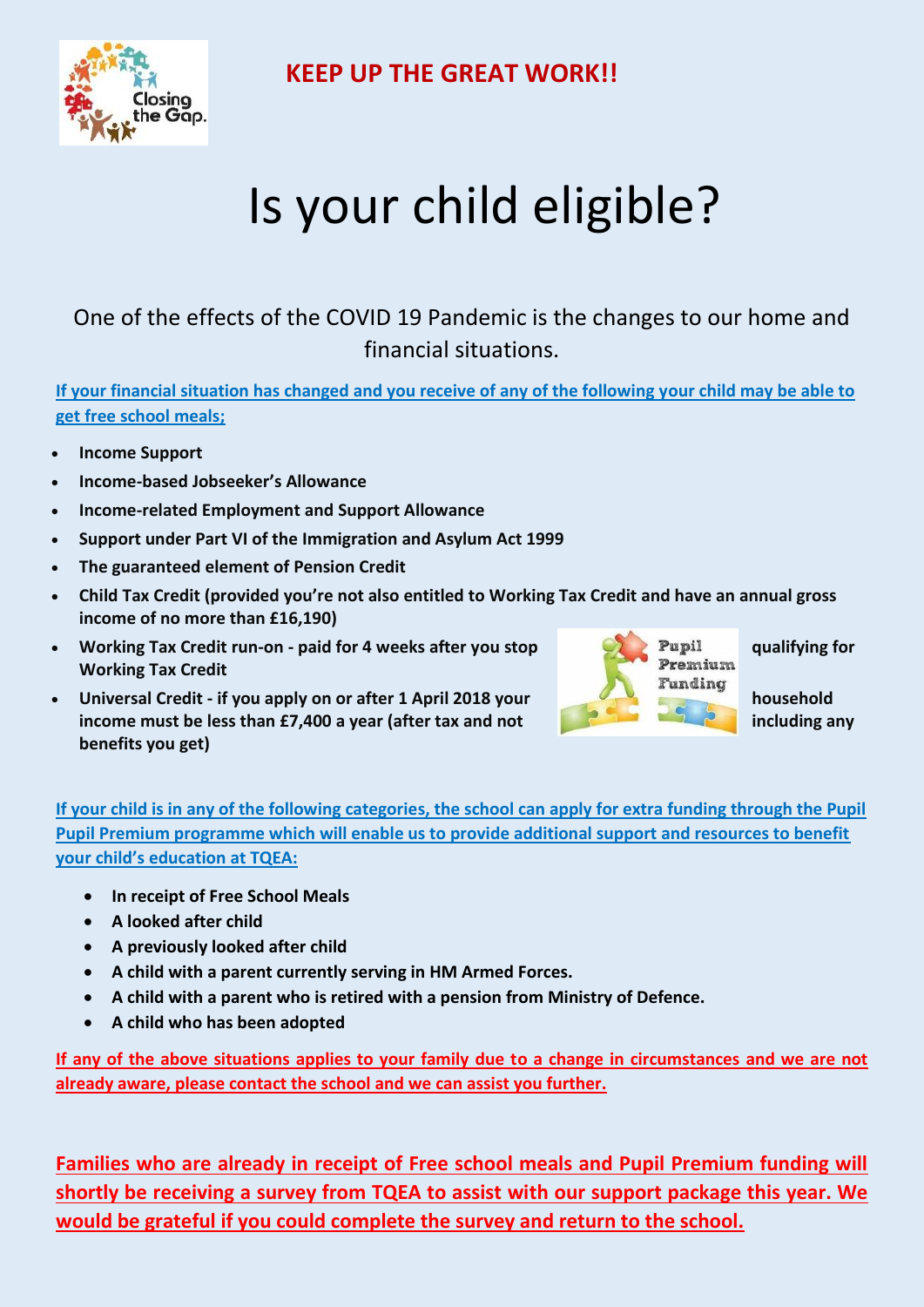**KEEP UP THE GREAT WORK!!**

# Is your child eligible?

One of the effects of the COVID 19 Pandemic is the changes to our home and financial situations.

**If your financial situation has changed and you receive of any of the following your child may be able to get free school meals;**

- **Income Support**
- **Income-based Jobseeker's Allowance**
- **Income-related Employment and Support Allowance**
- **Support under Part VI of the Immigration and Asylum Act 1999**
- **The guaranteed element of Pension Credit**
- **Child Tax Credit (provided you're not also entitled to Working Tax Credit and have an annual gross income of no more than £16,190)**
- **Working Tax Credit run-on - paid for 4 weeks after you stop qualifying for Working Tax Credit**
- **Universal Credit - if you apply on or after 1 April 2018 your household income must be less than £7,400 a year (after tax and not including any benefits you get)**

**If your child is in any of the following categories, the school can apply for extra funding through the Pupil Pupil Premium programme which will enable us to provide additional support and resources to benefit your child's education at TQEA:**

- **In receipt of Free School Meals**
- **A looked after child**
- **A previously looked after child**
- **A child with a parent currently serving in HM Armed Forces.**
- **A child with a parent who is retired with a pension from Ministry of Defence.**
- **A child who has been adopted**

**If any of the above situations applies to your family due to a change in circumstances and we are not already aware, please contact the school and we can assist you further.**

**Families who are already in receipt of Free school meals and Pupil Premium funding will shortly be receiving a survey from TQEA to assist with our support package this year. We would be grateful if you could complete the survey and return to the school.**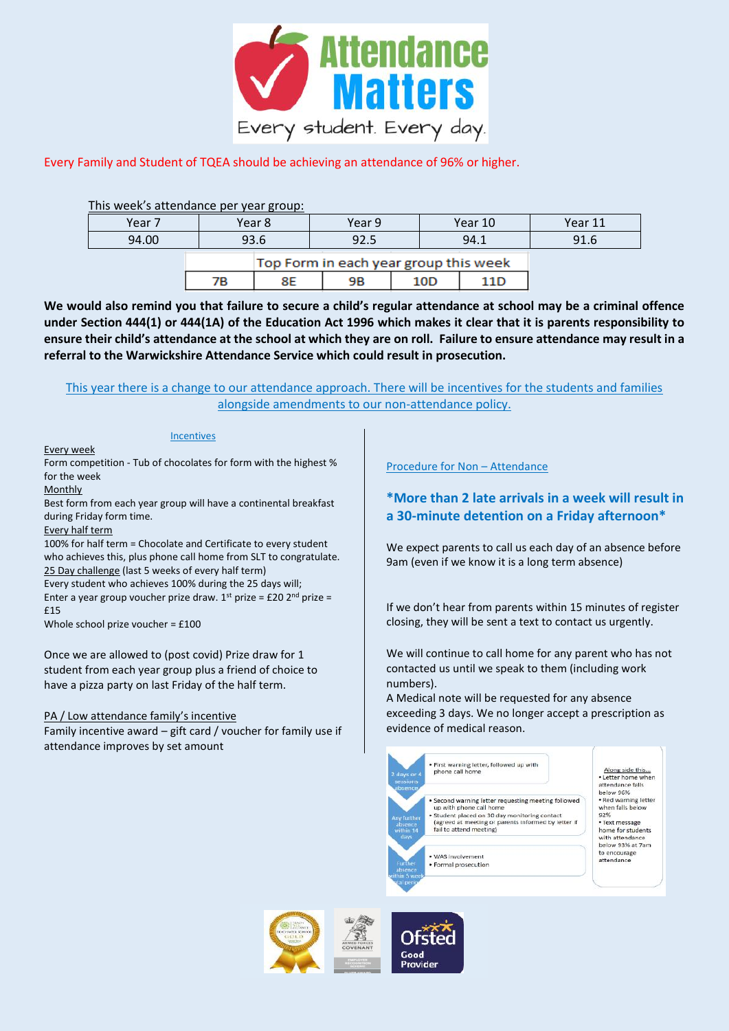# Attendance Matters

Every student. Every day.

Every Family and Student of TQEA should be achieving an attendance of 96% or higher.

This week's attendance per year group:

| Year 7 | Year 8 | Year 9 | Year 10 | Year 11 |
|---|---|---|---|---|
| 94.00 | 93.6 | 92.5 | 94.1 | 91.6 |

| Top Form in each year group this week | | | | |
|---|---|---|---|---|
| 7B | 8E | 9B | 10D | 11D |

**We would also remind you that failure to secure a child's regular attendance at school may be a criminal offence under Section 444(1) or 444(1A) of the Education Act 1996 which makes it clear that it is parents responsibility to ensure their child's attendance at the school at which they are on roll. Failure to ensure attendance may result in a referral to the Warwickshire Attendance Service which could result in prosecution.**

This year there is a change to our attendance approach. There will be incentives for the students and families alongside amendments to our non-attendance policy.

## Incentives

Every week

Form competition - Tub of chocolates for form with the highest % for the week

Monthly

Best form from each year group will have a continental breakfast during Friday form time.

Every half term

100% for half term = Chocolate and Certificate to every student who achieves this, plus phone call home from SLT to congratulate.

25 Day challenge (last 5 weeks of every half term)

Every student who achieves 100% during the 25 days will;

Enter a year group voucher prize draw. 1st prize = £20 2nd prize = £15

Whole school prize voucher = £100

Once we are allowed to (post covid) Prize draw for 1 student from each year group plus a friend of choice to have a pizza party on last Friday of the half term.

PA / Low attendance family's incentive

Family incentive award – gift card / voucher for family use if attendance improves by set amount

## Procedure for Non – Attendance

**\*More than 2 late arrivals in a week will result in a 30-minute detention on a Friday afternoon\***

We expect parents to call us each day of an absence before 9am (even if we know it is a long term absence)

If we don't hear from parents within 15 minutes of register closing, they will be sent a text to contact us urgently.

We will continue to call home for any parent who has not contacted us until we speak to them (including work numbers).

A Medical note will be requested for any absence exceeding 3 days. We no longer accept a prescription as evidence of medical reason.

2 days or 4 sessions absence
- First warning letter, followed up with phone call home

Any further absence within 14 days
- Second warning letter requesting meeting followed up with phone call home
- Student placed on 30 day monitoring contact (agreed at meeting or parents informed by letter if fail to attend meeting)

Further absence within 5 week period
- WAS involvement
- Formal prosecution

Along side this...
- Letter home when attendance falls below 96%
- Red warning letter when falls below 92%
- Text message home for students with attendance below 93% at 7am to encourage attendance

Ofsted Good Provider